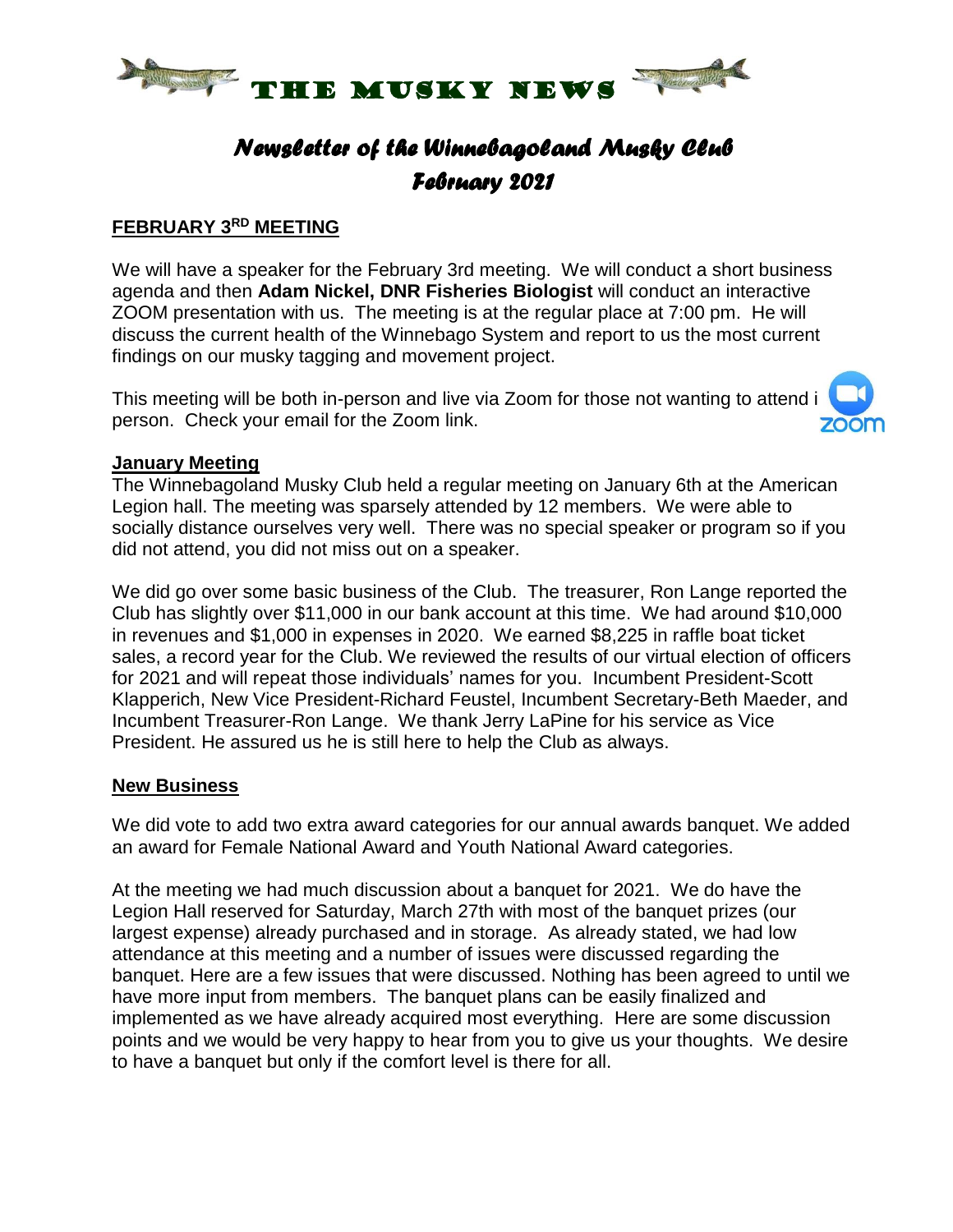# THE MUSKY NEWS

## *Newsletter of the Winnebagoland Musky Club*
## *February 2021*

### FEBRUARY 3RD MEETING

We will have a speaker for the February 3rd meeting. We will conduct a short business agenda and then **Adam Nickel, DNR Fisheries Biologist** will conduct an interactive ZOOM presentation with us. The meeting is at the regular place at 7:00 pm. He will discuss the current health of the Winnebago System and report to us the most current findings on our musky tagging and movement project.

This meeting will be both in-person and live via Zoom for those not wanting to attend in person. Check your email for the Zoom link.

### January Meeting

The Winnebagoland Musky Club held a regular meeting on January 6th at the American Legion hall. The meeting was sparsely attended by 12 members. We were able to socially distance ourselves very well. There was no special speaker or program so if you did not attend, you did not miss out on a speaker.

We did go over some basic business of the Club. The treasurer, Ron Lange reported the Club has slightly over $11,000 in our bank account at this time. We had around $10,000 in revenues and $1,000 in expenses in 2020. We earned $8,225 in raffle boat ticket sales, a record year for the Club. We reviewed the results of our virtual election of officers for 2021 and will repeat those individuals' names for you. Incumbent President-Scott Klapperich, New Vice President-Richard Feustel, Incumbent Secretary-Beth Maeder, and Incumbent Treasurer-Ron Lange. We thank Jerry LaPine for his service as Vice President. He assured us he is still here to help the Club as always.

### New Business

We did vote to add two extra award categories for our annual awards banquet. We added an award for Female National Award and Youth National Award categories.

At the meeting we had much discussion about a banquet for 2021. We do have the Legion Hall reserved for Saturday, March 27th with most of the banquet prizes (our largest expense) already purchased and in storage. As already stated, we had low attendance at this meeting and a number of issues were discussed regarding the banquet. Here are a few issues that were discussed. Nothing has been agreed to until we have more input from members. The banquet plans can be easily finalized and implemented as we have already acquired most everything. Here are some discussion points and we would be very happy to hear from you to give us your thoughts. We desire to have a banquet but only if the comfort level is there for all.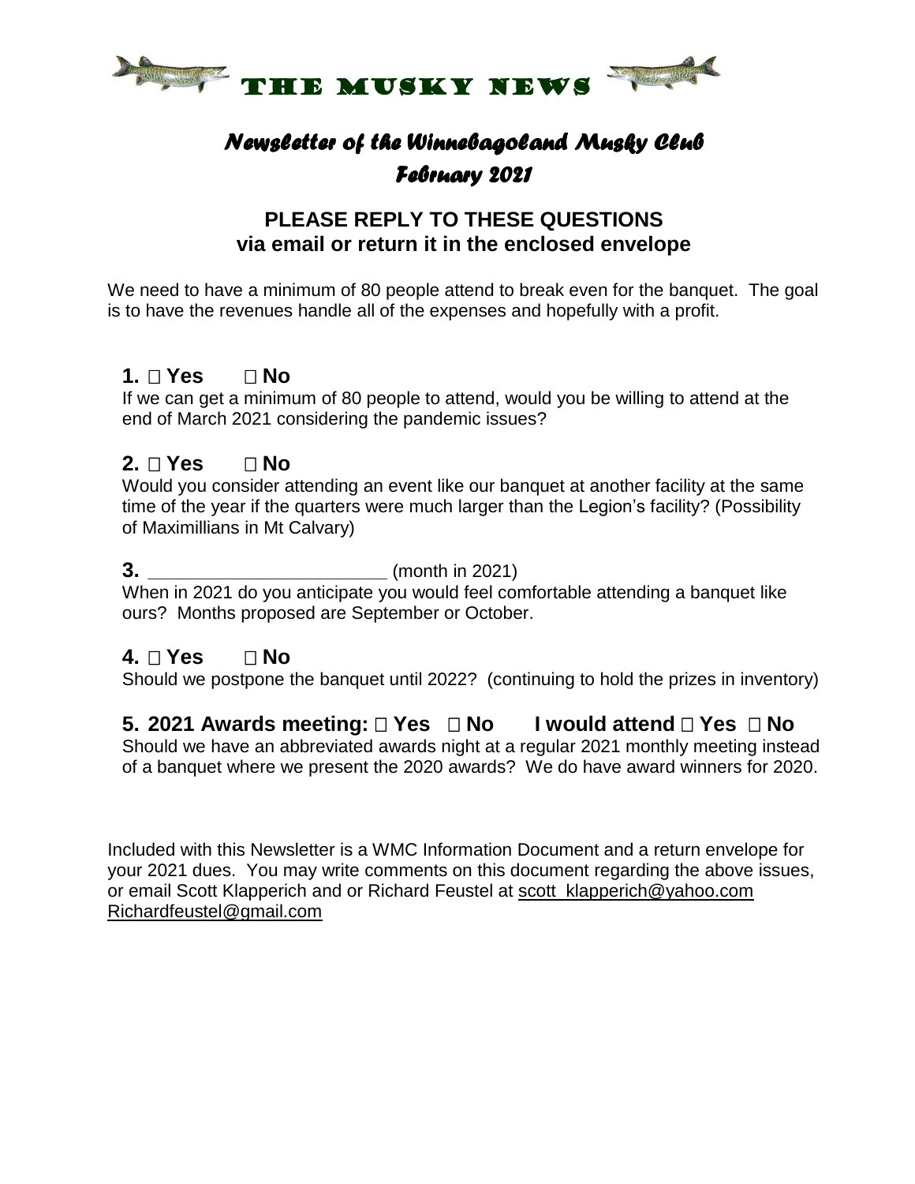# THE MUSKY NEWS

## *Newsletter of the Winnebagoland Musky Club*
## *February 2021*

### PLEASE REPLY TO THESE QUESTIONS via email or return it in the enclosed envelope

We need to have a minimum of 80 people attend to break even for the banquet. The goal is to have the revenues handle all of the expenses and hopefully with a profit.

**1. ☐ Yes ☐ No**
If we can get a minimum of 80 people to attend, would you be willing to attend at the end of March 2021 considering the pandemic issues?

**2. ☐ Yes ☐ No**
Would you consider attending an event like our banquet at another facility at the same time of the year if the quarters were much larger than the Legion's facility? (Possibility of Maximillians in Mt Calvary)

**3. ______________________** (month in 2021)
When in 2021 do you anticipate you would feel comfortable attending a banquet like ours? Months proposed are September or October.

**4. ☐ Yes ☐ No**
Should we postpone the banquet until 2022? (continuing to hold the prizes in inventory)

**5. 2021 Awards meeting: ☐ Yes ☐ No I would attend ☐ Yes ☐ No**
Should we have an abbreviated awards night at a regular 2021 monthly meeting instead of a banquet where we present the 2020 awards? We do have award winners for 2020.

Included with this Newsletter is a WMC Information Document and a return envelope for your 2021 dues. You may write comments on this document regarding the above issues, or email Scott Klapperich and or Richard Feustel at scott_klapperich@yahoo.com Richardfeustel@gmail.com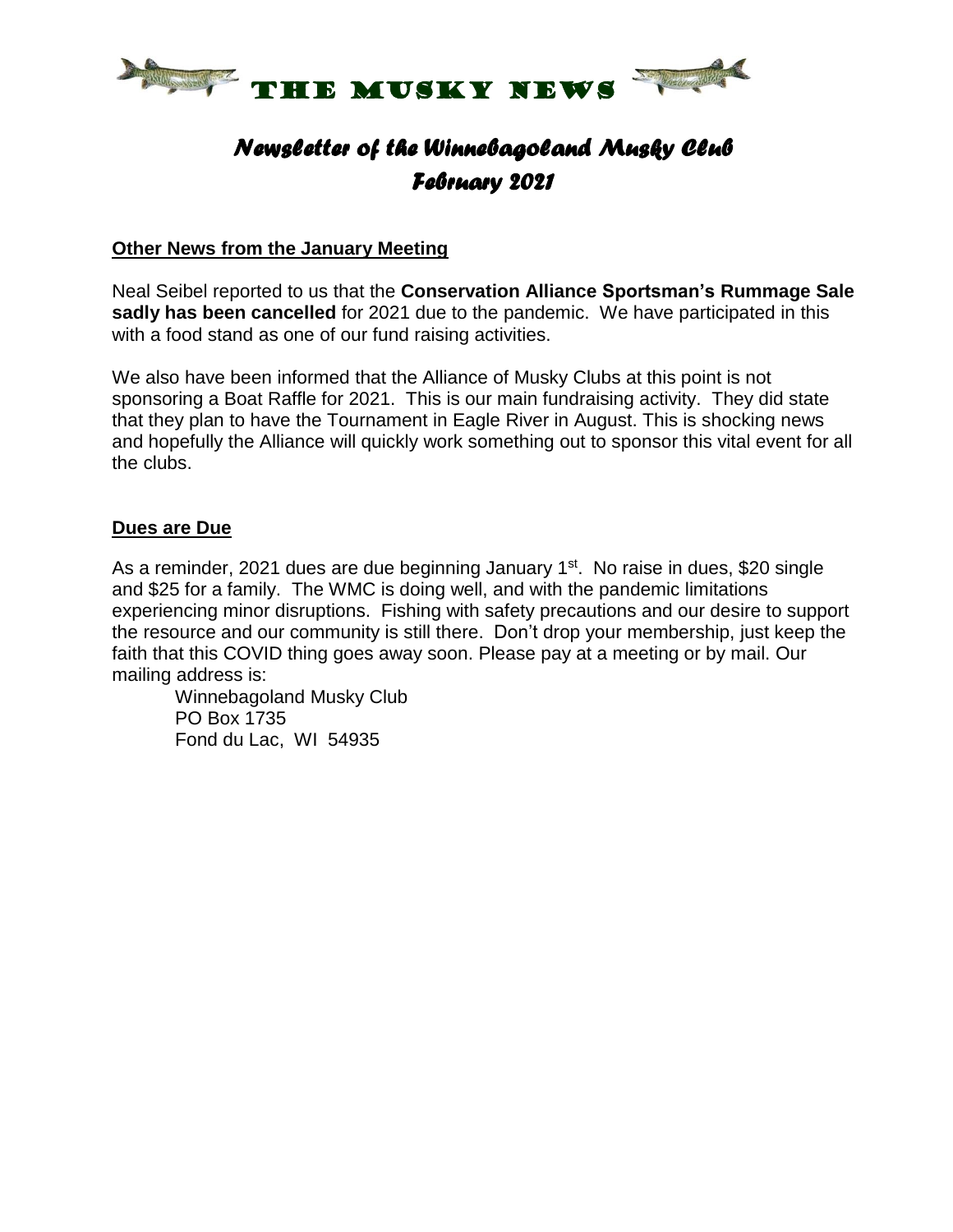# THE MUSKY NEWS

## *Newsletter of the Winnebagoland Musky Club*
## *February 2021*

### Other News from the January Meeting

Neal Seibel reported to us that the **Conservation Alliance Sportsman's Rummage Sale sadly has been cancelled** for 2021 due to the pandemic. We have participated in this with a food stand as one of our fund raising activities.

We also have been informed that the Alliance of Musky Clubs at this point is not sponsoring a Boat Raffle for 2021. This is our main fundraising activity. They did state that they plan to have the Tournament in Eagle River in August. This is shocking news and hopefully the Alliance will quickly work something out to sponsor this vital event for all the clubs.

### Dues are Due

As a reminder, 2021 dues are due beginning January 1st. No raise in dues, $20 single and $25 for a family. The WMC is doing well, and with the pandemic limitations experiencing minor disruptions. Fishing with safety precautions and our desire to support the resource and our community is still there. Don't drop your membership, just keep the faith that this COVID thing goes away soon. Please pay at a meeting or by mail. Our mailing address is:

Winnebagoland Musky Club
PO Box 1735
Fond du Lac, WI 54935